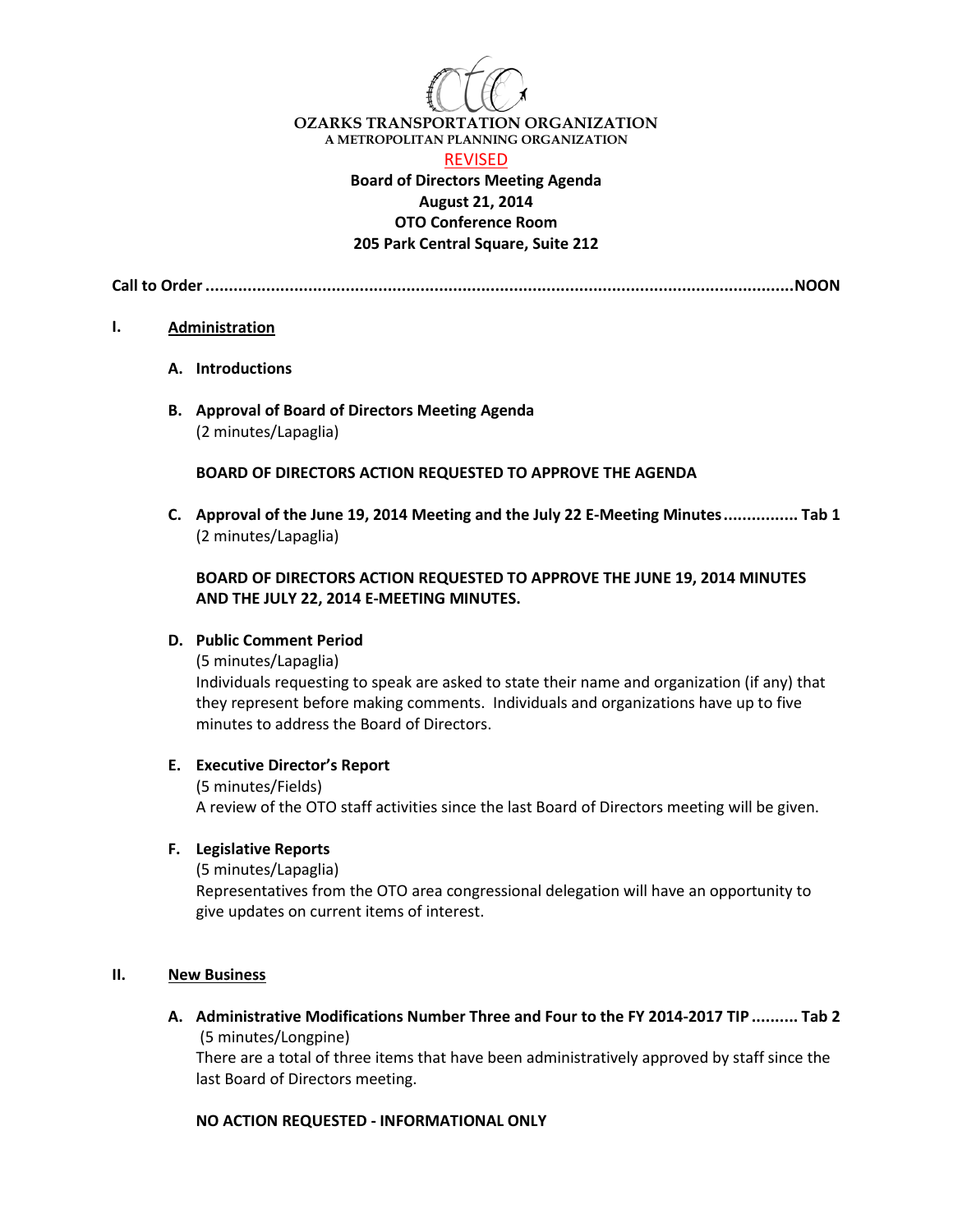**OZARKS TRANSPORTATION ORGANIZATION**
**A METROPOLITAN PLANNING ORGANIZATION**

REVISED

**Board of Directors Meeting Agenda**
**August 21, 2014**
**OTO Conference Room**
**205 Park Central Square, Suite 212**

**Call to Order ........................................................................................................NOON**

## I. Administration

**A. Introductions**

**B. Approval of Board of Directors Meeting Agenda**
(2 minutes/Lapaglia)

**BOARD OF DIRECTORS ACTION REQUESTED TO APPROVE THE AGENDA**

**C. Approval of the June 19, 2014 Meeting and the July 22 E-Meeting Minutes ................ Tab 1**
(2 minutes/Lapaglia)

**BOARD OF DIRECTORS ACTION REQUESTED TO APPROVE THE JUNE 19, 2014 MINUTES AND THE JULY 22, 2014 E-MEETING MINUTES.**

**D. Public Comment Period**
(5 minutes/Lapaglia)
Individuals requesting to speak are asked to state their name and organization (if any) that they represent before making comments. Individuals and organizations have up to five minutes to address the Board of Directors.

**E. Executive Director's Report**
(5 minutes/Fields)
A review of the OTO staff activities since the last Board of Directors meeting will be given.

**F. Legislative Reports**
(5 minutes/Lapaglia)
Representatives from the OTO area congressional delegation will have an opportunity to give updates on current items of interest.

## II. New Business

**A. Administrative Modifications Number Three and Four to the FY 2014-2017 TIP .......... Tab 2**
(5 minutes/Longpine)
There are a total of three items that have been administratively approved by staff since the last Board of Directors meeting.

**NO ACTION REQUESTED - INFORMATIONAL ONLY**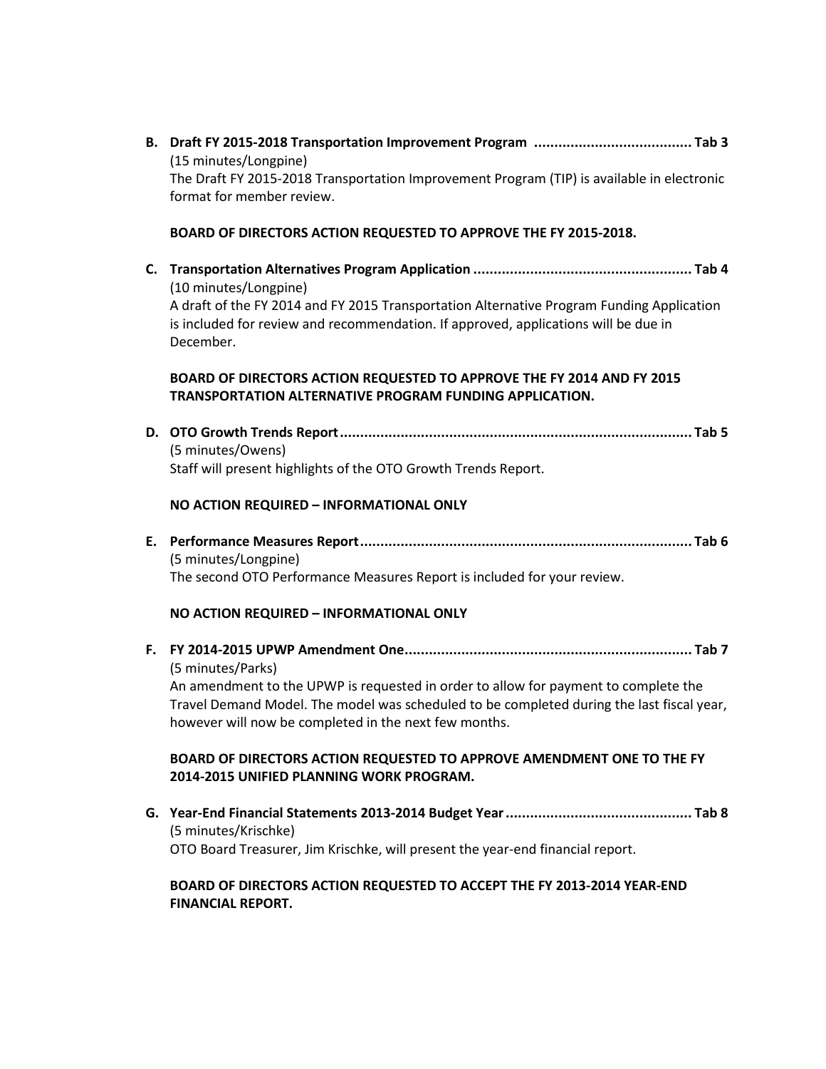**B. Draft FY 2015-2018 Transportation Improvement Program ....................................... Tab 3**

(15 minutes/Longpine)

The Draft FY 2015-2018 Transportation Improvement Program (TIP) is available in electronic format for member review.

**BOARD OF DIRECTORS ACTION REQUESTED TO APPROVE THE FY 2015-2018.**

**C. Transportation Alternatives Program Application ..................................................... Tab 4**

(10 minutes/Longpine)

A draft of the FY 2014 and FY 2015 Transportation Alternative Program Funding Application is included for review and recommendation. If approved, applications will be due in December.

**BOARD OF DIRECTORS ACTION REQUESTED TO APPROVE THE FY 2014 AND FY 2015 TRANSPORTATION ALTERNATIVE PROGRAM FUNDING APPLICATION.**

**D. OTO Growth Trends Report...................................................................................... Tab 5**

(5 minutes/Owens)

Staff will present highlights of the OTO Growth Trends Report.

**NO ACTION REQUIRED – INFORMATIONAL ONLY**

**E. Performance Measures Report................................................................................. Tab 6**

(5 minutes/Longpine)

The second OTO Performance Measures Report is included for your review.

**NO ACTION REQUIRED – INFORMATIONAL ONLY**

**F. FY 2014-2015 UPWP Amendment One...................................................................... Tab 7**

(5 minutes/Parks)

An amendment to the UPWP is requested in order to allow for payment to complete the Travel Demand Model. The model was scheduled to be completed during the last fiscal year, however will now be completed in the next few months.

**BOARD OF DIRECTORS ACTION REQUESTED TO APPROVE AMENDMENT ONE TO THE FY 2014-2015 UNIFIED PLANNING WORK PROGRAM.**

**G. Year-End Financial Statements 2013-2014 Budget Year.............................................. Tab 8**

(5 minutes/Krischke)

OTO Board Treasurer, Jim Krischke, will present the year-end financial report.

**BOARD OF DIRECTORS ACTION REQUESTED TO ACCEPT THE FY 2013-2014 YEAR-END FINANCIAL REPORT.**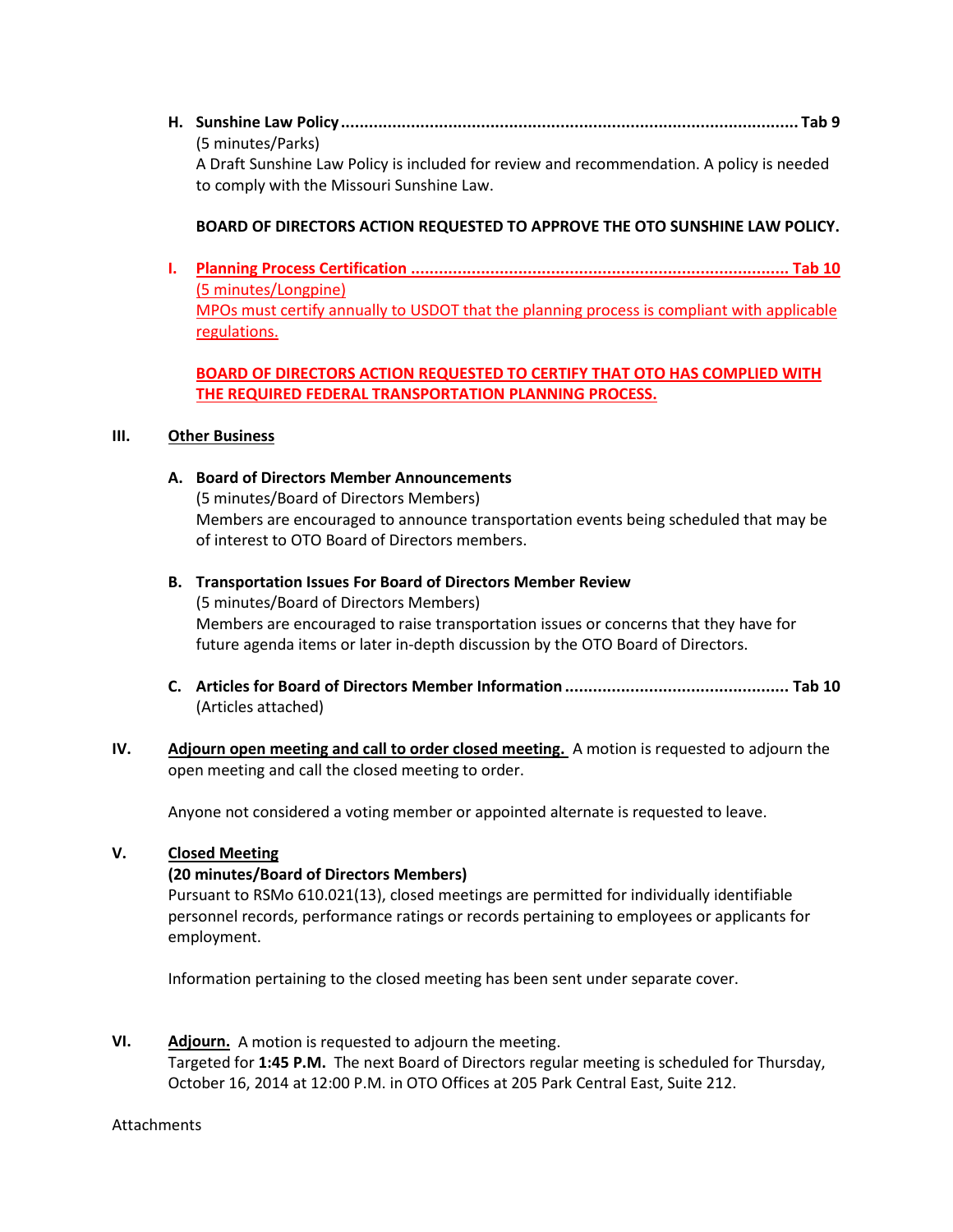**H. Sunshine Law Policy .................................................................................................. Tab 9**
(5 minutes/Parks)
A Draft Sunshine Law Policy is included for review and recommendation. A policy is needed to comply with the Missouri Sunshine Law.

**BOARD OF DIRECTORS ACTION REQUESTED TO APPROVE THE OTO SUNSHINE LAW POLICY.**

**I. Planning Process Certification ................................................................................. Tab 10**
(5 minutes/Longpine)
MPOs must certify annually to USDOT that the planning process is compliant with applicable regulations.

**BOARD OF DIRECTORS ACTION REQUESTED TO CERTIFY THAT OTO HAS COMPLIED WITH THE REQUIRED FEDERAL TRANSPORTATION PLANNING PROCESS.**

## III. Other Business

**A. Board of Directors Member Announcements**
(5 minutes/Board of Directors Members)
Members are encouraged to announce transportation events being scheduled that may be of interest to OTO Board of Directors members.

**B. Transportation Issues For Board of Directors Member Review**
(5 minutes/Board of Directors Members)
Members are encouraged to raise transportation issues or concerns that they have for future agenda items or later in-depth discussion by the OTO Board of Directors.

**C. Articles for Board of Directors Member Information ................................................ Tab 10**
(Articles attached)

## IV. Adjourn open meeting and call to order closed meeting.

A motion is requested to adjourn the open meeting and call the closed meeting to order.

Anyone not considered a voting member or appointed alternate is requested to leave.

## V. Closed Meeting

**(20 minutes/Board of Directors Members)**
Pursuant to RSMo 610.021(13), closed meetings are permitted for individually identifiable personnel records, performance ratings or records pertaining to employees or applicants for employment.

Information pertaining to the closed meeting has been sent under separate cover.

## VI. Adjourn.

A motion is requested to adjourn the meeting.
Targeted for **1:45 P.M.** The next Board of Directors regular meeting is scheduled for Thursday, October 16, 2014 at 12:00 P.M. in OTO Offices at 205 Park Central East, Suite 212.

Attachments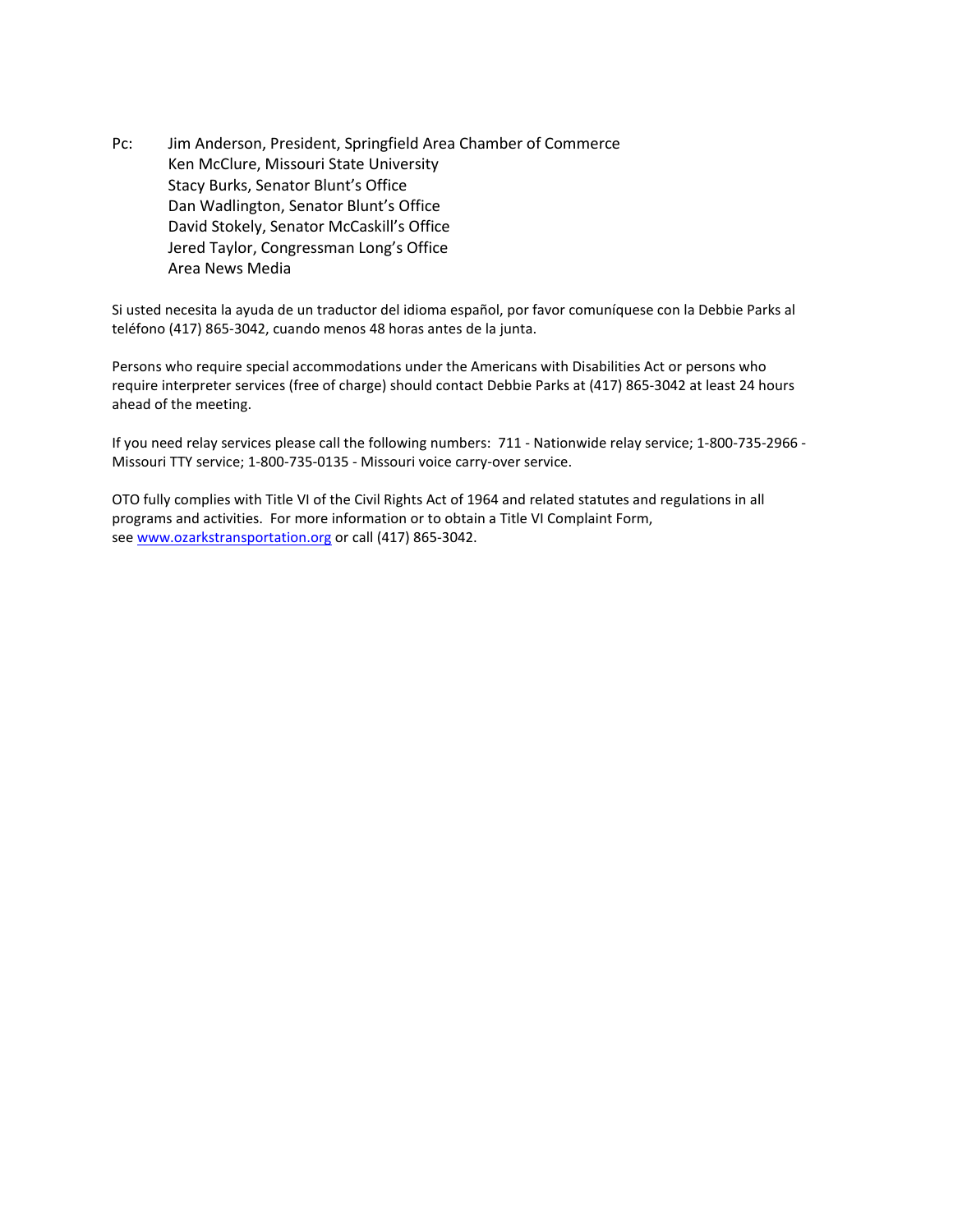Pc: Jim Anderson, President, Springfield Area Chamber of Commerce
Ken McClure, Missouri State University
Stacy Burks, Senator Blunt's Office
Dan Wadlington, Senator Blunt's Office
David Stokely, Senator McCaskill's Office
Jered Taylor, Congressman Long's Office
Area News Media

Si usted necesita la ayuda de un traductor del idioma español, por favor comuníquese con la Debbie Parks al teléfono (417) 865-3042, cuando menos 48 horas antes de la junta.

Persons who require special accommodations under the Americans with Disabilities Act or persons who require interpreter services (free of charge) should contact Debbie Parks at (417) 865-3042 at least 24 hours ahead of the meeting.

If you need relay services please call the following numbers: 711 - Nationwide relay service; 1-800-735-2966 - Missouri TTY service; 1-800-735-0135 - Missouri voice carry-over service.

OTO fully complies with Title VI of the Civil Rights Act of 1964 and related statutes and regulations in all programs and activities. For more information or to obtain a Title VI Complaint Form, see www.ozarkstransportation.org or call (417) 865-3042.